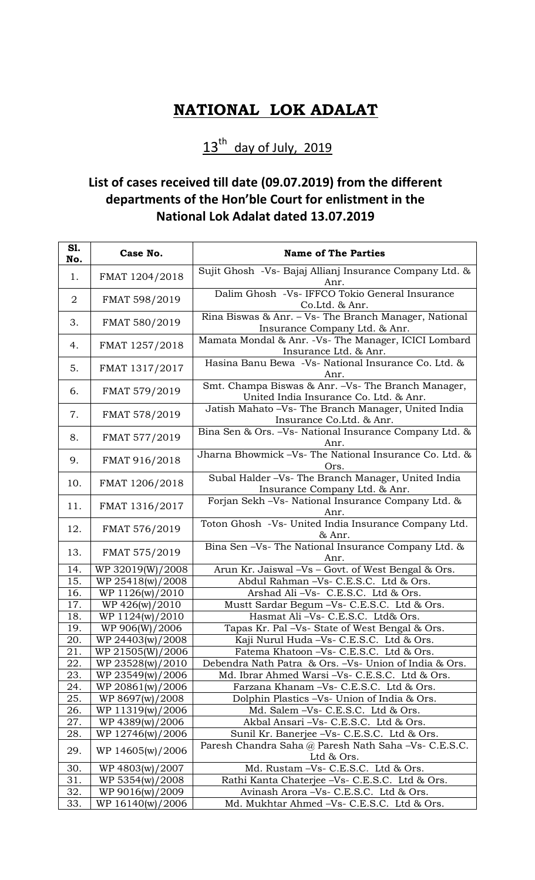# NATIONAL LOK ADALAT

## 13th day of July, 2019

## List of cases received till date (09.07.2019) from the different departments of the Hon'ble Court for enlistment in the National Lok Adalat dated 13.07.2019

| Sl. No. | Case No. | Name of The Parties |
|---|---|---|
| 1. | FMAT 1204/2018 | Sujit Ghosh -Vs- Bajaj Allianj Insurance Company Ltd. & Anr. |
| 2 | FMAT 598/2019 | Dalim Ghosh -Vs- IFFCO Tokio General Insurance Co.Ltd. & Anr. |
| 3. | FMAT 580/2019 | Rina Biswas & Anr. – Vs- The Branch Manager, National Insurance Company Ltd. & Anr. |
| 4. | FMAT 1257/2018 | Mamata Mondal & Anr. -Vs- The Manager, ICICI Lombard Insurance Ltd. & Anr. |
| 5. | FMAT 1317/2017 | Hasina Banu Bewa -Vs- National Insurance Co. Ltd. & Anr. |
| 6. | FMAT 579/2019 | Smt. Champa Biswas & Anr. –Vs- The Branch Manager, United India Insurance Co. Ltd. & Anr. |
| 7. | FMAT 578/2019 | Jatish Mahato –Vs- The Branch Manager, United India Insurance Co.Ltd. & Anr. |
| 8. | FMAT 577/2019 | Bina Sen & Ors. –Vs- National Insurance Company Ltd. & Anr. |
| 9. | FMAT 916/2018 | Jharna Bhowmick –Vs- The National Insurance Co. Ltd. & Ors. |
| 10. | FMAT 1206/2018 | Subal Halder –Vs- The Branch Manager, United India Insurance Company Ltd. & Anr. |
| 11. | FMAT 1316/2017 | Forjan Sekh –Vs- National Insurance Company Ltd. & Anr. |
| 12. | FMAT 576/2019 | Toton Ghosh -Vs- United India Insurance Company Ltd. & Anr. |
| 13. | FMAT 575/2019 | Bina Sen –Vs- The National Insurance Company Ltd. & Anr. |
| 14. | WP 32019(W)/2008 | Arun Kr. Jaiswal –Vs – Govt. of West Bengal & Ors. |
| 15. | WP 25418(w)/2008 | Abdul Rahman –Vs- C.E.S.C. Ltd & Ors. |
| 16. | WP 1126(w)/2010 | Arshad Ali –Vs- C.E.S.C. Ltd & Ors. |
| 17. | WP 426(w)/2010 | Mustt Sardar Begum –Vs- C.E.S.C. Ltd & Ors. |
| 18. | WP 1124(w)/2010 | Hasmat Ali –Vs- C.E.S.C. Ltd& Ors. |
| 19. | WP 906(W)/2006 | Tapas Kr. Pal –Vs- State of West Bengal & Ors. |
| 20. | WP 24403(w)/2008 | Kaji Nurul Huda –Vs- C.E.S.C. Ltd & Ors. |
| 21. | WP 21505(W)/2006 | Fatema Khatoon –Vs- C.E.S.C. Ltd & Ors. |
| 22. | WP 23528(w)/2010 | Debendra Nath Patra & Ors. –Vs- Union of India & Ors. |
| 23. | WP 23549(w)/2006 | Md. Ibrar Ahmed Warsi –Vs- C.E.S.C. Ltd & Ors. |
| 24. | WP 20861(w)/2006 | Farzana Khanam –Vs- C.E.S.C. Ltd & Ors. |
| 25. | WP 8697(w)/2008 | Dolphin Plastics –Vs- Union of India & Ors. |
| 26. | WP 11319(w)/2006 | Md. Salem –Vs- C.E.S.C. Ltd & Ors. |
| 27. | WP 4389(w)/2006 | Akbal Ansari –Vs- C.E.S.C. Ltd & Ors. |
| 28. | WP 12746(w)/2006 | Sunil Kr. Banerjee –Vs- C.E.S.C. Ltd & Ors. |
| 29. | WP 14605(w)/2006 | Paresh Chandra Saha @ Paresh Nath Saha –Vs- C.E.S.C. Ltd & Ors. |
| 30. | WP 4803(w)/2007 | Md. Rustam –Vs- C.E.S.C. Ltd & Ors. |
| 31. | WP 5354(w)/2008 | Rathi Kanta Chaterjee –Vs- C.E.S.C. Ltd & Ors. |
| 32. | WP 9016(w)/2009 | Avinash Arora –Vs- C.E.S.C. Ltd & Ors. |
| 33. | WP 16140(w)/2006 | Md. Mukhtar Ahmed –Vs- C.E.S.C. Ltd & Ors. |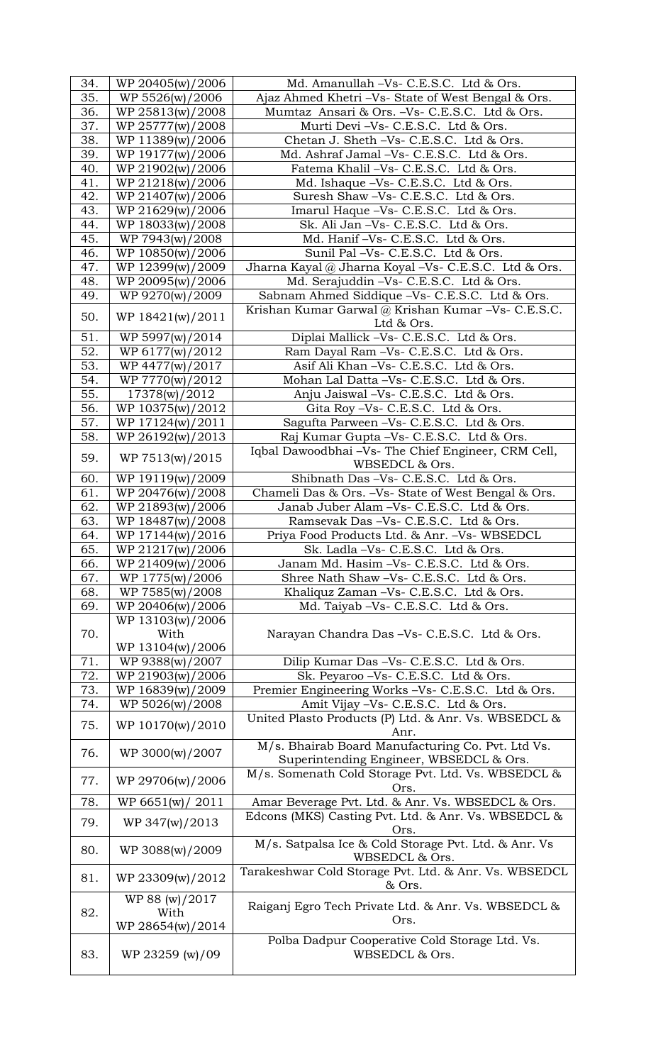| 34. | WP 20405(w)/2006 | Md. Amanullah –Vs- C.E.S.C. Ltd & Ors. |
|---|---|---|
| 35. | WP 5526(w)/2006 | Ajaz Ahmed Khetri –Vs- State of West Bengal & Ors. |
| 36. | WP 25813(w)/2008 | Mumtaz Ansari & Ors. –Vs- C.E.S.C. Ltd & Ors. |
| 37. | WP 25777(w)/2008 | Murti Devi –Vs- C.E.S.C. Ltd & Ors. |
| 38. | WP 11389(w)/2006 | Chetan J. Sheth –Vs- C.E.S.C. Ltd & Ors. |
| 39. | WP 19177(w)/2006 | Md. Ashraf Jamal –Vs- C.E.S.C. Ltd & Ors. |
| 40. | WP 21902(w)/2006 | Fatema Khalil –Vs- C.E.S.C. Ltd & Ors. |
| 41. | WP 21218(w)/2006 | Md. Ishaque –Vs- C.E.S.C. Ltd & Ors. |
| 42. | WP 21407(w)/2006 | Suresh Shaw –Vs- C.E.S.C. Ltd & Ors. |
| 43. | WP 21629(w)/2006 | Imarul Haque –Vs- C.E.S.C. Ltd & Ors. |
| 44. | WP 18033(w)/2008 | Sk. Ali Jan –Vs- C.E.S.C. Ltd & Ors. |
| 45. | WP 7943(w)/2008 | Md. Hanif –Vs- C.E.S.C. Ltd & Ors. |
| 46. | WP 10850(w)/2006 | Sunil Pal –Vs- C.E.S.C. Ltd & Ors. |
| 47. | WP 12399(w)/2009 | Jharna Kayal @ Jharna Koyal –Vs- C.E.S.C. Ltd & Ors. |
| 48. | WP 20095(w)/2006 | Md. Serajuddin –Vs- C.E.S.C. Ltd & Ors. |
| 49. | WP 9270(w)/2009 | Sabnam Ahmed Siddique –Vs- C.E.S.C. Ltd & Ors. |
| 50. | WP 18421(w)/2011 | Krishan Kumar Garwal @ Krishan Kumar –Vs- C.E.S.C. Ltd & Ors. |
| 51. | WP 5997(w)/2014 | Diplai Mallick –Vs- C.E.S.C. Ltd & Ors. |
| 52. | WP 6177(w)/2012 | Ram Dayal Ram –Vs- C.E.S.C. Ltd & Ors. |
| 53. | WP 4477(w)/2017 | Asif Ali Khan –Vs- C.E.S.C. Ltd & Ors. |
| 54. | WP 7770(w)/2012 | Mohan Lal Datta –Vs- C.E.S.C. Ltd & Ors. |
| 55. | 17378(w)/2012 | Anju Jaiswal –Vs- C.E.S.C. Ltd & Ors. |
| 56. | WP 10375(w)/2012 | Gita Roy –Vs- C.E.S.C. Ltd & Ors. |
| 57. | WP 17124(w)/2011 | Sagufta Parween –Vs- C.E.S.C. Ltd & Ors. |
| 58. | WP 26192(w)/2013 | Raj Kumar Gupta –Vs- C.E.S.C. Ltd & Ors. |
| 59. | WP 7513(w)/2015 | Iqbal Dawoodbhai –Vs- The Chief Engineer, CRM Cell, WBSEDCL & Ors. |
| 60. | WP 19119(w)/2009 | Shibnath Das –Vs- C.E.S.C. Ltd & Ors. |
| 61. | WP 20476(w)/2008 | Chameli Das & Ors. –Vs- State of West Bengal & Ors. |
| 62. | WP 21893(w)/2006 | Janab Juber Alam –Vs- C.E.S.C. Ltd & Ors. |
| 63. | WP 18487(w)/2008 | Ramsevak Das –Vs- C.E.S.C. Ltd & Ors. |
| 64. | WP 17144(w)/2016 | Priya Food Products Ltd. & Anr. –Vs- WBSEDCL |
| 65. | WP 21217(w)/2006 | Sk. Ladla –Vs- C.E.S.C. Ltd & Ors. |
| 66. | WP 21409(w)/2006 | Janam Md. Hasim –Vs- C.E.S.C. Ltd & Ors. |
| 67. | WP 1775(w)/2006 | Shree Nath Shaw –Vs- C.E.S.C. Ltd & Ors. |
| 68. | WP 7585(w)/2008 | Khaliquz Zaman –Vs- C.E.S.C. Ltd & Ors. |
| 69. | WP 20406(w)/2006 | Md. Taiyab –Vs- C.E.S.C. Ltd & Ors. |
| 70. | WP 13103(w)/2006 With WP 13104(w)/2006 | Narayan Chandra Das –Vs- C.E.S.C. Ltd & Ors. |
| 71. | WP 9388(w)/2007 | Dilip Kumar Das –Vs- C.E.S.C. Ltd & Ors. |
| 72. | WP 21903(w)/2006 | Sk. Peyaroo –Vs- C.E.S.C. Ltd & Ors. |
| 73. | WP 16839(w)/2009 | Premier Engineering Works –Vs- C.E.S.C. Ltd & Ors. |
| 74. | WP 5026(w)/2008 | Amit Vijay –Vs- C.E.S.C. Ltd & Ors. |
| 75. | WP 10170(w)/2010 | United Plasto Products (P) Ltd. & Anr. Vs. WBSEDCL & Anr. |
| 76. | WP 3000(w)/2007 | M/s. Bhairab Board Manufacturing Co. Pvt. Ltd Vs. Superintending Engineer, WBSEDCL & Ors. |
| 77. | WP 29706(w)/2006 | M/s. Somenath Cold Storage Pvt. Ltd. Vs. WBSEDCL & Ors. |
| 78. | WP 6651(w)/ 2011 | Amar Beverage Pvt. Ltd. & Anr. Vs. WBSEDCL & Ors. |
| 79. | WP 347(w)/2013 | Edcons (MKS) Casting Pvt. Ltd. & Anr. Vs. WBSEDCL & Ors. |
| 80. | WP 3088(w)/2009 | M/s. Satpalsa Ice & Cold Storage Pvt. Ltd. & Anr. Vs WBSEDCL & Ors. |
| 81. | WP 23309(w)/2012 | Tarakeshwar Cold Storage Pvt. Ltd. & Anr. Vs. WBSEDCL & Ors. |
| 82. | WP 88 (w)/2017 With WP 28654(w)/2014 | Raiganj Egro Tech Private Ltd. & Anr. Vs. WBSEDCL & Ors. |
| 83. | WP 23259 (w)/09 | Polba Dadpur Cooperative Cold Storage Ltd. Vs. WBSEDCL & Ors. |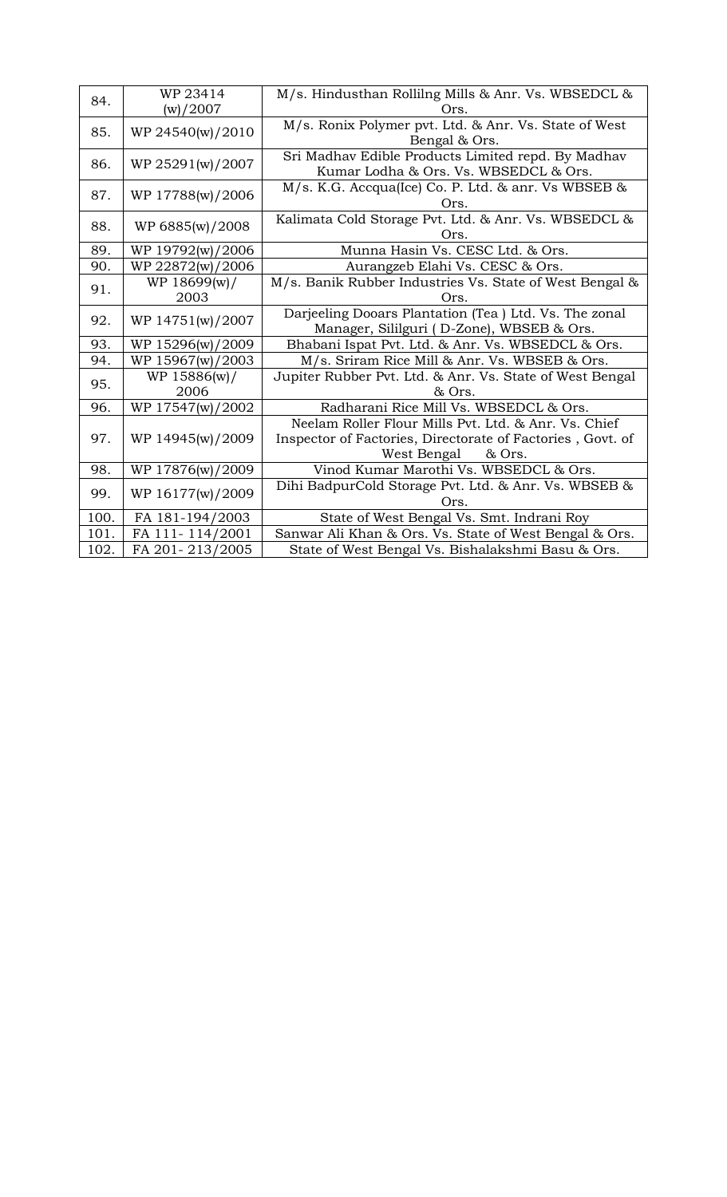| | | |
|---|---|---|
| 84. | WP 23414 (w)/2007 | M/s. Hindusthan Rollilng Mills & Anr. Vs. WBSEDCL & Ors. |
| 85. | WP 24540(w)/2010 | M/s. Ronix Polymer pvt. Ltd. & Anr. Vs. State of West Bengal & Ors. |
| 86. | WP 25291(w)/2007 | Sri Madhav Edible Products Limited repd. By Madhav Kumar Lodha & Ors. Vs. WBSEDCL & Ors. |
| 87. | WP 17788(w)/2006 | M/s. K.G. Accqua(Ice) Co. P. Ltd. & anr. Vs WBSEB & Ors. |
| 88. | WP 6885(w)/2008 | Kalimata Cold Storage Pvt. Ltd. & Anr. Vs. WBSEDCL & Ors. |
| 89. | WP 19792(w)/2006 | Munna Hasin Vs. CESC Ltd. & Ors. |
| 90. | WP 22872(w)/2006 | Aurangzeb Elahi Vs. CESC & Ors. |
| 91. | WP 18699(w)/ 2003 | M/s. Banik Rubber Industries Vs. State of West Bengal & Ors. |
| 92. | WP 14751(w)/2007 | Darjeeling Dooars Plantation (Tea ) Ltd. Vs. The zonal Manager, Sililguri ( D-Zone), WBSEB & Ors. |
| 93. | WP 15296(w)/2009 | Bhabani Ispat Pvt. Ltd. & Anr. Vs. WBSEDCL & Ors. |
| 94. | WP 15967(w)/2003 | M/s. Sriram Rice Mill & Anr. Vs. WBSEB & Ors. |
| 95. | WP 15886(w)/ 2006 | Jupiter Rubber Pvt. Ltd. & Anr. Vs. State of West Bengal & Ors. |
| 96. | WP 17547(w)/2002 | Radharani Rice Mill Vs. WBSEDCL & Ors. |
| 97. | WP 14945(w)/2009 | Neelam Roller Flour Mills Pvt. Ltd. & Anr. Vs. Chief Inspector of Factories, Directorate of Factories , Govt. of West Bengal & Ors. |
| 98. | WP 17876(w)/2009 | Vinod Kumar Marothi Vs. WBSEDCL & Ors. |
| 99. | WP 16177(w)/2009 | Dihi BadpurCold Storage Pvt. Ltd. & Anr. Vs. WBSEB & Ors. |
| 100. | FA 181-194/2003 | State of West Bengal Vs. Smt. Indrani Roy |
| 101. | FA 111- 114/2001 | Sanwar Ali Khan & Ors. Vs. State of West Bengal & Ors. |
| 102. | FA 201- 213/2005 | State of West Bengal Vs. Bishalakshmi Basu & Ors. |